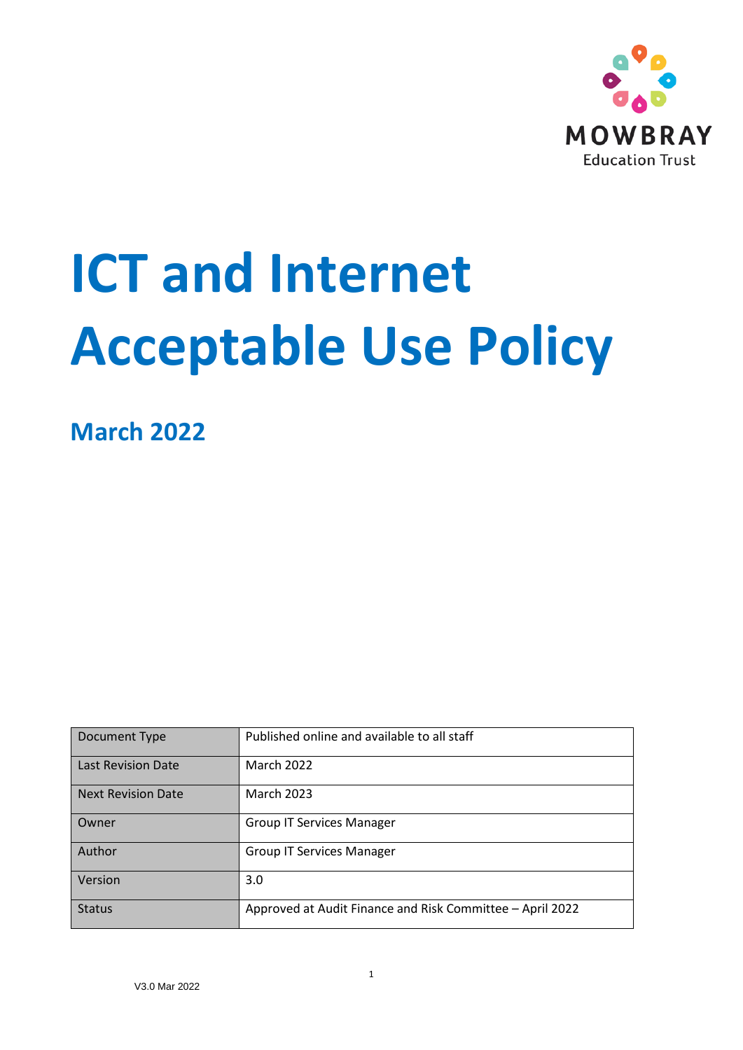MOWBRAY
Education Trust

# ICT and Internet Acceptable Use Policy

## March 2022

| Document Type | Published online and available to all staff |
|---|---|
| Last Revision Date | March 2022 |
| Next Revision Date | March 2023 |
| Owner | Group IT Services Manager |
| Author | Group IT Services Manager |
| Version | 3.0 |
| Status | Approved at Audit Finance and Risk Committee – April 2022 |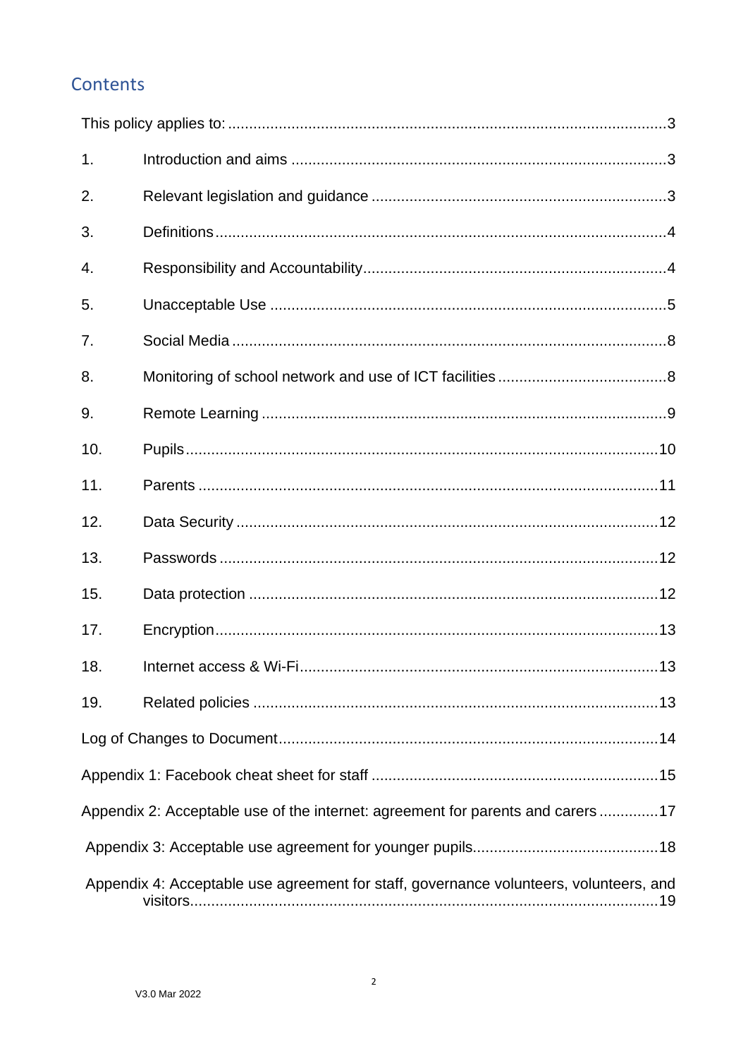## Contents

This policy applies to: ........................................................................................................3

1. Introduction and aims ........................................................................................3
2. Relevant legislation and guidance ......................................................................3
3. Definitions ..........................................................................................................4
4. Responsibility and Accountability........................................................................4
5. Unacceptable Use ...............................................................................................5
7. Social Media .......................................................................................................8
8. Monitoring of school network and use of ICT facilities ........................................8
9. Remote Learning .................................................................................................9
10. Pupils ..................................................................................................................10
11. Parents ..............................................................................................................11
12. Data Security .....................................................................................................12
13. Passwords .........................................................................................................12
15. Data protection .................................................................................................12
17. Encryption..........................................................................................................13
18. Internet access & Wi-Fi......................................................................................13
19. Related policies .................................................................................................13

Log of Changes to Document..........................................................................................14

Appendix 1: Facebook cheat sheet for staff ....................................................................15

Appendix 2: Acceptable use of the internet: agreement for parents and carers ..............17

Appendix 3: Acceptable use agreement for younger pupils.............................................18

Appendix 4: Acceptable use agreement for staff, governance volunteers, volunteers, and visitors..............................................................................................................19

V3.0 Mar 2022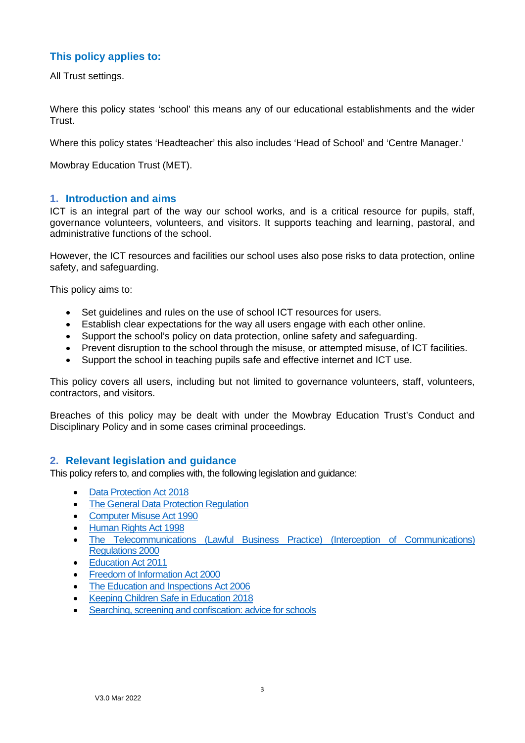## This policy applies to:

All Trust settings.

Where this policy states 'school' this means any of our educational establishments and the wider Trust.

Where this policy states 'Headteacher' this also includes 'Head of School' and 'Centre Manager.'

Mowbray Education Trust (MET).

## 1. Introduction and aims

ICT is an integral part of the way our school works, and is a critical resource for pupils, staff, governance volunteers, volunteers, and visitors. It supports teaching and learning, pastoral, and administrative functions of the school.

However, the ICT resources and facilities our school uses also pose risks to data protection, online safety, and safeguarding.

This policy aims to:

- Set guidelines and rules on the use of school ICT resources for users.
- Establish clear expectations for the way all users engage with each other online.
- Support the school's policy on data protection, online safety and safeguarding.
- Prevent disruption to the school through the misuse, or attempted misuse, of ICT facilities.
- Support the school in teaching pupils safe and effective internet and ICT use.

This policy covers all users, including but not limited to governance volunteers, staff, volunteers, contractors, and visitors.

Breaches of this policy may be dealt with under the Mowbray Education Trust's Conduct and Disciplinary Policy and in some cases criminal proceedings.

## 2. Relevant legislation and guidance

This policy refers to, and complies with, the following legislation and guidance:

- Data Protection Act 2018
- The General Data Protection Regulation
- Computer Misuse Act 1990
- Human Rights Act 1998
- The Telecommunications (Lawful Business Practice) (Interception of Communications) Regulations 2000
- Education Act 2011
- Freedom of Information Act 2000
- The Education and Inspections Act 2006
- Keeping Children Safe in Education 2018
- Searching, screening and confiscation: advice for schools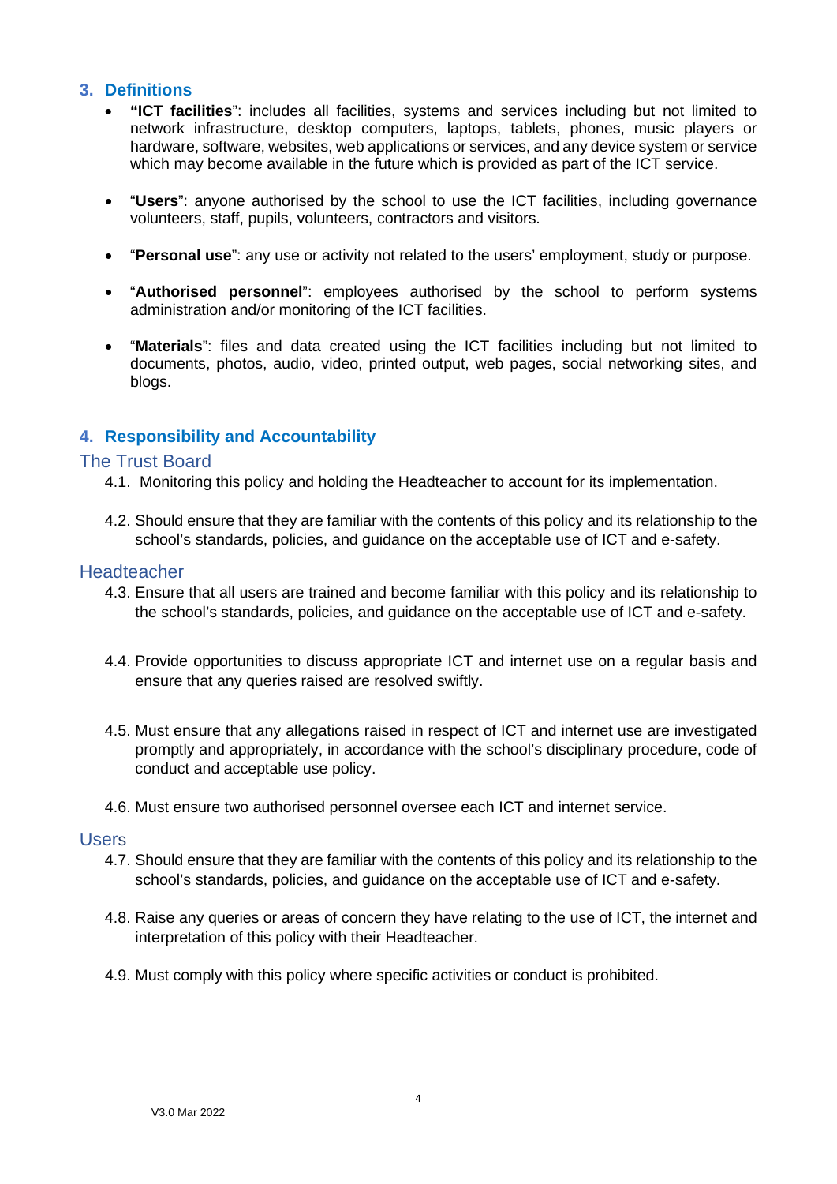## 3. Definitions

- **"ICT facilities**": includes all facilities, systems and services including but not limited to network infrastructure, desktop computers, laptops, tablets, phones, music players or hardware, software, websites, web applications or services, and any device system or service which may become available in the future which is provided as part of the ICT service.

- "**Users**": anyone authorised by the school to use the ICT facilities, including governance volunteers, staff, pupils, volunteers, contractors and visitors.

- "**Personal use**": any use or activity not related to the users' employment, study or purpose.

- "**Authorised personnel**": employees authorised by the school to perform systems administration and/or monitoring of the ICT facilities.

- "**Materials**": files and data created using the ICT facilities including but not limited to documents, photos, audio, video, printed output, web pages, social networking sites, and blogs.

## 4. Responsibility and Accountability

### The Trust Board

4.1. Monitoring this policy and holding the Headteacher to account for its implementation.

4.2. Should ensure that they are familiar with the contents of this policy and its relationship to the school's standards, policies, and guidance on the acceptable use of ICT and e-safety.

### Headteacher

4.3. Ensure that all users are trained and become familiar with this policy and its relationship to the school's standards, policies, and guidance on the acceptable use of ICT and e-safety.

4.4. Provide opportunities to discuss appropriate ICT and internet use on a regular basis and ensure that any queries raised are resolved swiftly.

4.5. Must ensure that any allegations raised in respect of ICT and internet use are investigated promptly and appropriately, in accordance with the school's disciplinary procedure, code of conduct and acceptable use policy.

4.6. Must ensure two authorised personnel oversee each ICT and internet service.

### Users

4.7. Should ensure that they are familiar with the contents of this policy and its relationship to the school's standards, policies, and guidance on the acceptable use of ICT and e-safety.

4.8. Raise any queries or areas of concern they have relating to the use of ICT, the internet and interpretation of this policy with their Headteacher.

4.9. Must comply with this policy where specific activities or conduct is prohibited.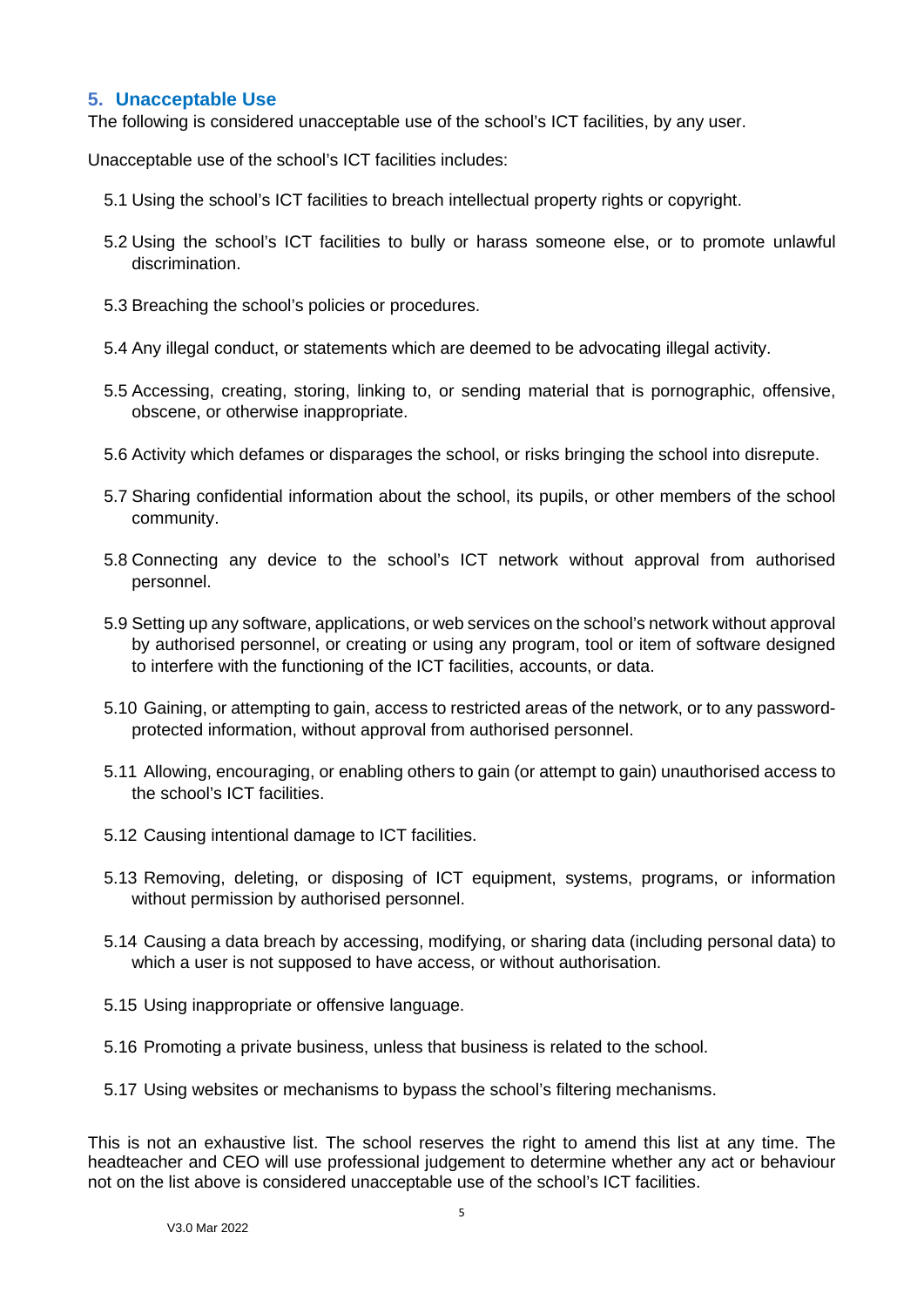## 5. Unacceptable Use

The following is considered unacceptable use of the school's ICT facilities, by any user.

Unacceptable use of the school's ICT facilities includes:

5.1 Using the school's ICT facilities to breach intellectual property rights or copyright.

5.2 Using the school's ICT facilities to bully or harass someone else, or to promote unlawful discrimination.

5.3 Breaching the school's policies or procedures.

5.4 Any illegal conduct, or statements which are deemed to be advocating illegal activity.

5.5 Accessing, creating, storing, linking to, or sending material that is pornographic, offensive, obscene, or otherwise inappropriate.

5.6 Activity which defames or disparages the school, or risks bringing the school into disrepute.

5.7 Sharing confidential information about the school, its pupils, or other members of the school community.

5.8 Connecting any device to the school's ICT network without approval from authorised personnel.

5.9 Setting up any software, applications, or web services on the school's network without approval by authorised personnel, or creating or using any program, tool or item of software designed to interfere with the functioning of the ICT facilities, accounts, or data.

5.10 Gaining, or attempting to gain, access to restricted areas of the network, or to any password-protected information, without approval from authorised personnel.

5.11 Allowing, encouraging, or enabling others to gain (or attempt to gain) unauthorised access to the school's ICT facilities.

5.12 Causing intentional damage to ICT facilities.

5.13 Removing, deleting, or disposing of ICT equipment, systems, programs, or information without permission by authorised personnel.

5.14 Causing a data breach by accessing, modifying, or sharing data (including personal data) to which a user is not supposed to have access, or without authorisation.

5.15 Using inappropriate or offensive language.

5.16 Promoting a private business, unless that business is related to the school.

5.17 Using websites or mechanisms to bypass the school's filtering mechanisms.

This is not an exhaustive list. The school reserves the right to amend this list at any time. The headteacher and CEO will use professional judgement to determine whether any act or behaviour not on the list above is considered unacceptable use of the school's ICT facilities.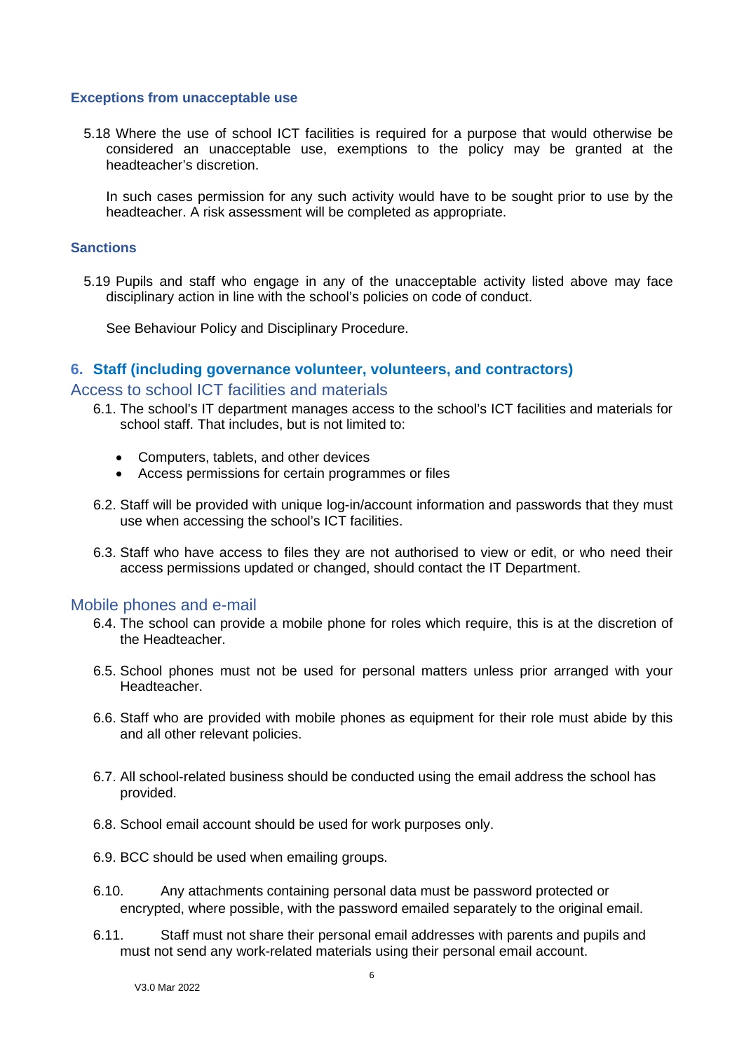### Exceptions from unacceptable use

5.18 Where the use of school ICT facilities is required for a purpose that would otherwise be considered an unacceptable use, exemptions to the policy may be granted at the headteacher's discretion.

In such cases permission for any such activity would have to be sought prior to use by the headteacher. A risk assessment will be completed as appropriate.

### Sanctions

5.19 Pupils and staff who engage in any of the unacceptable activity listed above may face disciplinary action in line with the school's policies on code of conduct.

See Behaviour Policy and Disciplinary Procedure.

## 6. Staff (including governance volunteer, volunteers, and contractors)

### Access to school ICT facilities and materials

6.1. The school's IT department manages access to the school's ICT facilities and materials for school staff. That includes, but is not limited to:

- Computers, tablets, and other devices
- Access permissions for certain programmes or files

6.2. Staff will be provided with unique log-in/account information and passwords that they must use when accessing the school's ICT facilities.

6.3. Staff who have access to files they are not authorised to view or edit, or who need their access permissions updated or changed, should contact the IT Department.

### Mobile phones and e-mail

6.4. The school can provide a mobile phone for roles which require, this is at the discretion of the Headteacher.

6.5. School phones must not be used for personal matters unless prior arranged with your Headteacher.

6.6. Staff who are provided with mobile phones as equipment for their role must abide by this and all other relevant policies.

6.7. All school-related business should be conducted using the email address the school has provided.

6.8. School email account should be used for work purposes only.

6.9. BCC should be used when emailing groups.

6.10. Any attachments containing personal data must be password protected or encrypted, where possible, with the password emailed separately to the original email.

6.11. Staff must not share their personal email addresses with parents and pupils and must not send any work-related materials using their personal email account.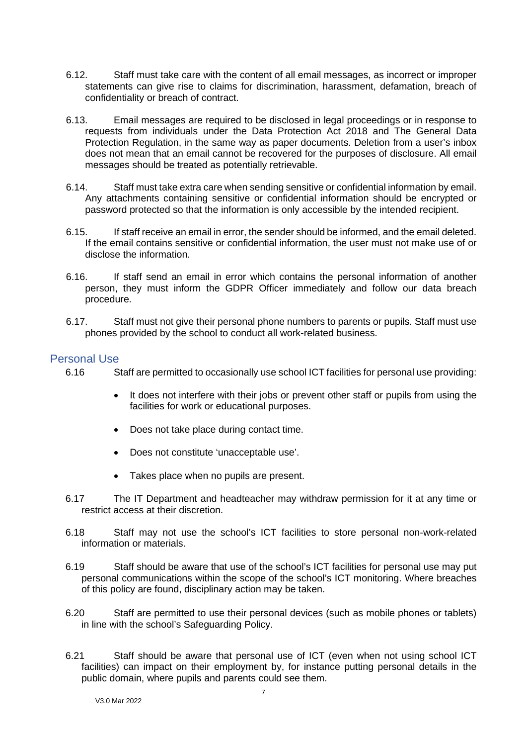6.12. Staff must take care with the content of all email messages, as incorrect or improper statements can give rise to claims for discrimination, harassment, defamation, breach of confidentiality or breach of contract.

6.13. Email messages are required to be disclosed in legal proceedings or in response to requests from individuals under the Data Protection Act 2018 and The General Data Protection Regulation, in the same way as paper documents. Deletion from a user's inbox does not mean that an email cannot be recovered for the purposes of disclosure. All email messages should be treated as potentially retrievable.

6.14. Staff must take extra care when sending sensitive or confidential information by email. Any attachments containing sensitive or confidential information should be encrypted or password protected so that the information is only accessible by the intended recipient.

6.15. If staff receive an email in error, the sender should be informed, and the email deleted. If the email contains sensitive or confidential information, the user must not make use of or disclose the information.

6.16. If staff send an email in error which contains the personal information of another person, they must inform the GDPR Officer immediately and follow our data breach procedure.

6.17. Staff must not give their personal phone numbers to parents or pupils. Staff must use phones provided by the school to conduct all work-related business.

## Personal Use

6.16 Staff are permitted to occasionally use school ICT facilities for personal use providing:

- It does not interfere with their jobs or prevent other staff or pupils from using the facilities for work or educational purposes.
- Does not take place during contact time.
- Does not constitute 'unacceptable use'.
- Takes place when no pupils are present.

6.17 The IT Department and headteacher may withdraw permission for it at any time or restrict access at their discretion.

6.18 Staff may not use the school's ICT facilities to store personal non-work-related information or materials.

6.19 Staff should be aware that use of the school's ICT facilities for personal use may put personal communications within the scope of the school's ICT monitoring. Where breaches of this policy are found, disciplinary action may be taken.

6.20 Staff are permitted to use their personal devices (such as mobile phones or tablets) in line with the school's Safeguarding Policy.

6.21 Staff should be aware that personal use of ICT (even when not using school ICT facilities) can impact on their employment by, for instance putting personal details in the public domain, where pupils and parents could see them.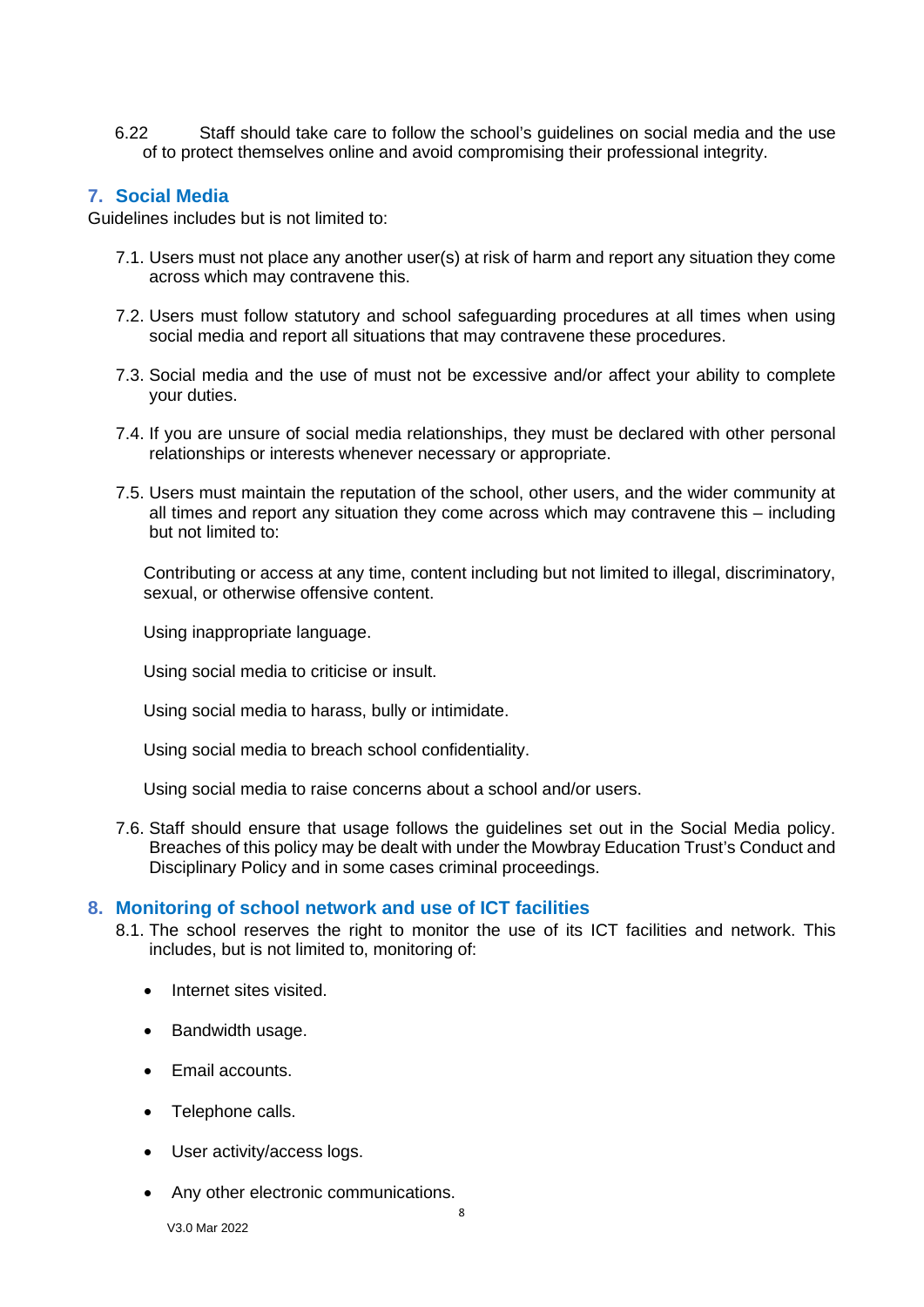6.22 Staff should take care to follow the school's guidelines on social media and the use of to protect themselves online and avoid compromising their professional integrity.

## 7. Social Media

Guidelines includes but is not limited to:

7.1. Users must not place any another user(s) at risk of harm and report any situation they come across which may contravene this.

7.2. Users must follow statutory and school safeguarding procedures at all times when using social media and report all situations that may contravene these procedures.

7.3. Social media and the use of must not be excessive and/or affect your ability to complete your duties.

7.4. If you are unsure of social media relationships, they must be declared with other personal relationships or interests whenever necessary or appropriate.

7.5. Users must maintain the reputation of the school, other users, and the wider community at all times and report any situation they come across which may contravene this – including but not limited to:

Contributing or access at any time, content including but not limited to illegal, discriminatory, sexual, or otherwise offensive content.

Using inappropriate language.

Using social media to criticise or insult.

Using social media to harass, bully or intimidate.

Using social media to breach school confidentiality.

Using social media to raise concerns about a school and/or users.

7.6. Staff should ensure that usage follows the guidelines set out in the Social Media policy. Breaches of this policy may be dealt with under the Mowbray Education Trust's Conduct and Disciplinary Policy and in some cases criminal proceedings.

## 8. Monitoring of school network and use of ICT facilities

8.1. The school reserves the right to monitor the use of its ICT facilities and network. This includes, but is not limited to, monitoring of:

- Internet sites visited.
- Bandwidth usage.
- Email accounts.
- Telephone calls.
- User activity/access logs.
- Any other electronic communications.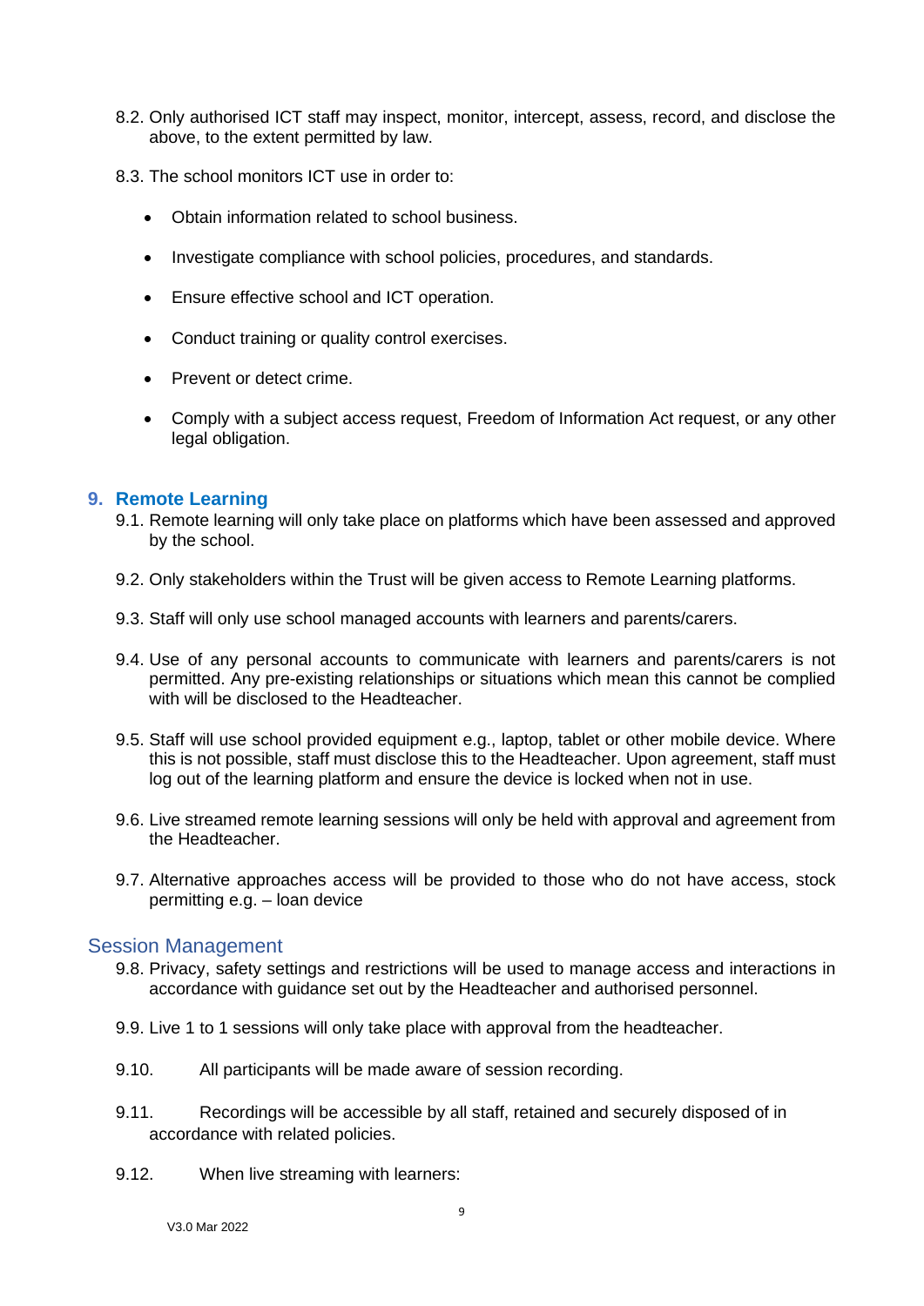8.2. Only authorised ICT staff may inspect, monitor, intercept, assess, record, and disclose the above, to the extent permitted by law.

8.3. The school monitors ICT use in order to:

- Obtain information related to school business.
- Investigate compliance with school policies, procedures, and standards.
- Ensure effective school and ICT operation.
- Conduct training or quality control exercises.
- Prevent or detect crime.
- Comply with a subject access request, Freedom of Information Act request, or any other legal obligation.

## 9. Remote Learning

9.1. Remote learning will only take place on platforms which have been assessed and approved by the school.

9.2. Only stakeholders within the Trust will be given access to Remote Learning platforms.

9.3. Staff will only use school managed accounts with learners and parents/carers.

9.4. Use of any personal accounts to communicate with learners and parents/carers is not permitted. Any pre-existing relationships or situations which mean this cannot be complied with will be disclosed to the Headteacher.

9.5. Staff will use school provided equipment e.g., laptop, tablet or other mobile device. Where this is not possible, staff must disclose this to the Headteacher. Upon agreement, staff must log out of the learning platform and ensure the device is locked when not in use.

9.6. Live streamed remote learning sessions will only be held with approval and agreement from the Headteacher.

9.7. Alternative approaches access will be provided to those who do not have access, stock permitting e.g. – loan device

### Session Management

9.8. Privacy, safety settings and restrictions will be used to manage access and interactions in accordance with guidance set out by the Headteacher and authorised personnel.

9.9. Live 1 to 1 sessions will only take place with approval from the headteacher.

9.10. All participants will be made aware of session recording.

9.11. Recordings will be accessible by all staff, retained and securely disposed of in accordance with related policies.

9.12. When live streaming with learners: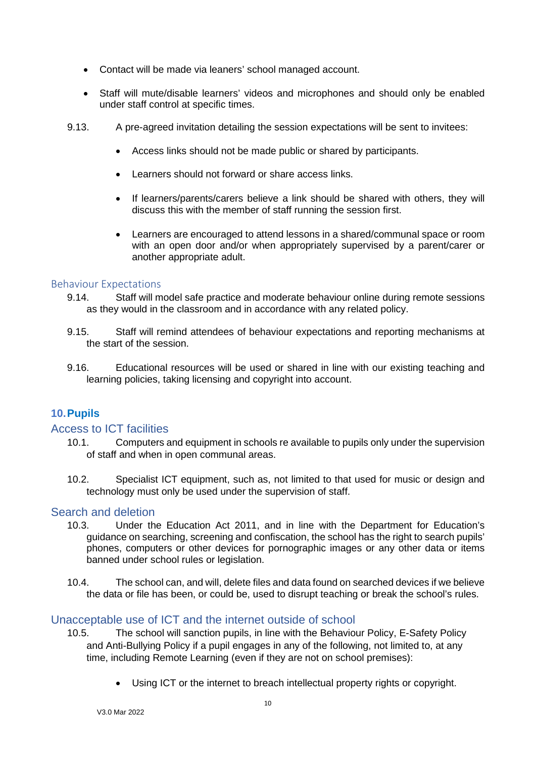- Contact will be made via leaners' school managed account.
- Staff will mute/disable learners' videos and microphones and should only be enabled under staff control at specific times.

9.13. A pre-agreed invitation detailing the session expectations will be sent to invitees:

- Access links should not be made public or shared by participants.
- Learners should not forward or share access links.
- If learners/parents/carers believe a link should be shared with others, they will discuss this with the member of staff running the session first.
- Learners are encouraged to attend lessons in a shared/communal space or room with an open door and/or when appropriately supervised by a parent/carer or another appropriate adult.

### Behaviour Expectations

9.14. Staff will model safe practice and moderate behaviour online during remote sessions as they would in the classroom and in accordance with any related policy.

9.15. Staff will remind attendees of behaviour expectations and reporting mechanisms at the start of the session.

9.16. Educational resources will be used or shared in line with our existing teaching and learning policies, taking licensing and copyright into account.

## 10. Pupils

### Access to ICT facilities

10.1. Computers and equipment in schools re available to pupils only under the supervision of staff and when in open communal areas.

10.2. Specialist ICT equipment, such as, not limited to that used for music or design and technology must only be used under the supervision of staff.

### Search and deletion

10.3. Under the Education Act 2011, and in line with the Department for Education's guidance on searching, screening and confiscation, the school has the right to search pupils' phones, computers or other devices for pornographic images or any other data or items banned under school rules or legislation.

10.4. The school can, and will, delete files and data found on searched devices if we believe the data or file has been, or could be, used to disrupt teaching or break the school's rules.

### Unacceptable use of ICT and the internet outside of school

10.5. The school will sanction pupils, in line with the Behaviour Policy, E-Safety Policy and Anti-Bullying Policy if a pupil engages in any of the following, not limited to, at any time, including Remote Learning (even if they are not on school premises):

- Using ICT or the internet to breach intellectual property rights or copyright.

V3.0 Mar 2022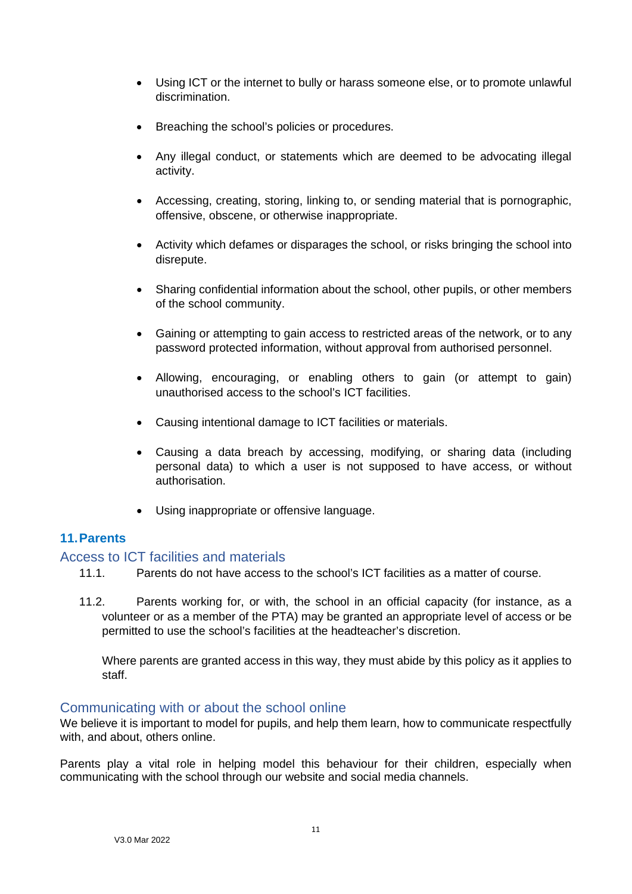- Using ICT or the internet to bully or harass someone else, or to promote unlawful discrimination.

- Breaching the school's policies or procedures.

- Any illegal conduct, or statements which are deemed to be advocating illegal activity.

- Accessing, creating, storing, linking to, or sending material that is pornographic, offensive, obscene, or otherwise inappropriate.

- Activity which defames or disparages the school, or risks bringing the school into disrepute.

- Sharing confidential information about the school, other pupils, or other members of the school community.

- Gaining or attempting to gain access to restricted areas of the network, or to any password protected information, without approval from authorised personnel.

- Allowing, encouraging, or enabling others to gain (or attempt to gain) unauthorised access to the school's ICT facilities.

- Causing intentional damage to ICT facilities or materials.

- Causing a data breach by accessing, modifying, or sharing data (including personal data) to which a user is not supposed to have access, or without authorisation.

- Using inappropriate or offensive language.

## 11. Parents

### Access to ICT facilities and materials

11.1. Parents do not have access to the school's ICT facilities as a matter of course.

11.2. Parents working for, or with, the school in an official capacity (for instance, as a volunteer or as a member of the PTA) may be granted an appropriate level of access or be permitted to use the school's facilities at the headteacher's discretion.

Where parents are granted access in this way, they must abide by this policy as it applies to staff.

### Communicating with or about the school online

We believe it is important to model for pupils, and help them learn, how to communicate respectfully with, and about, others online.

Parents play a vital role in helping model this behaviour for their children, especially when communicating with the school through our website and social media channels.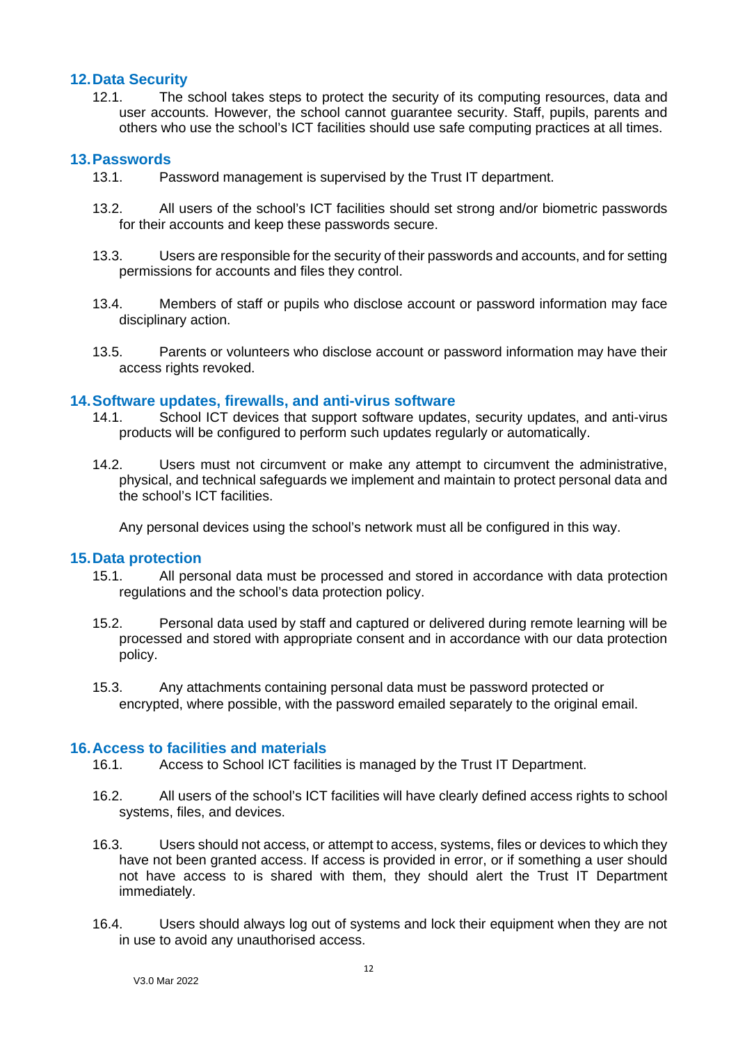## 12. Data Security

12.1. The school takes steps to protect the security of its computing resources, data and user accounts. However, the school cannot guarantee security. Staff, pupils, parents and others who use the school's ICT facilities should use safe computing practices at all times.

## 13. Passwords

13.1. Password management is supervised by the Trust IT department.

13.2. All users of the school's ICT facilities should set strong and/or biometric passwords for their accounts and keep these passwords secure.

13.3. Users are responsible for the security of their passwords and accounts, and for setting permissions for accounts and files they control.

13.4. Members of staff or pupils who disclose account or password information may face disciplinary action.

13.5. Parents or volunteers who disclose account or password information may have their access rights revoked.

## 14. Software updates, firewalls, and anti-virus software

14.1. School ICT devices that support software updates, security updates, and anti-virus products will be configured to perform such updates regularly or automatically.

14.2. Users must not circumvent or make any attempt to circumvent the administrative, physical, and technical safeguards we implement and maintain to protect personal data and the school's ICT facilities.

Any personal devices using the school's network must all be configured in this way.

## 15. Data protection

15.1. All personal data must be processed and stored in accordance with data protection regulations and the school's data protection policy.

15.2. Personal data used by staff and captured or delivered during remote learning will be processed and stored with appropriate consent and in accordance with our data protection policy.

15.3. Any attachments containing personal data must be password protected or encrypted, where possible, with the password emailed separately to the original email.

## 16. Access to facilities and materials

16.1. Access to School ICT facilities is managed by the Trust IT Department.

16.2. All users of the school's ICT facilities will have clearly defined access rights to school systems, files, and devices.

16.3. Users should not access, or attempt to access, systems, files or devices to which they have not been granted access. If access is provided in error, or if something a user should not have access to is shared with them, they should alert the Trust IT Department immediately.

16.4. Users should always log out of systems and lock their equipment when they are not in use to avoid any unauthorised access.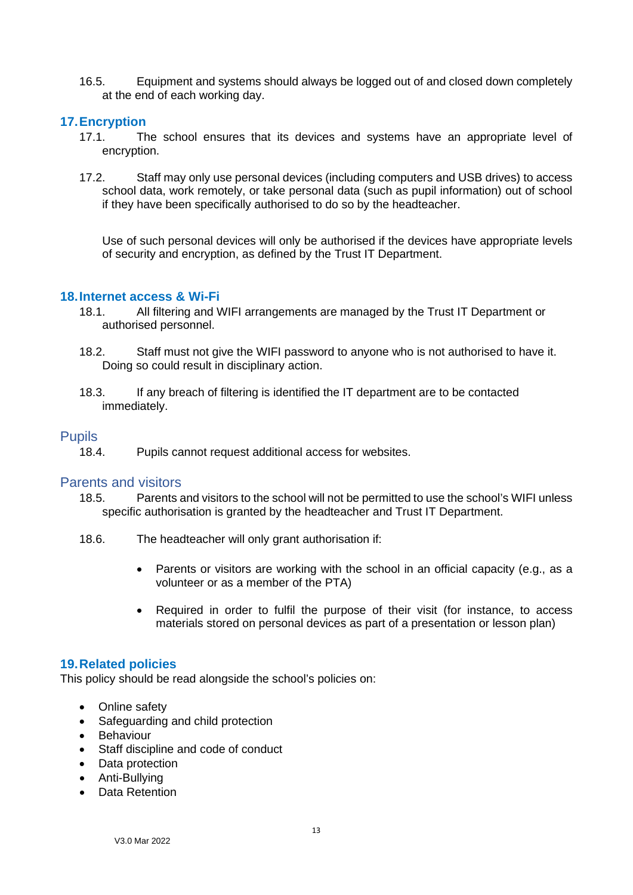16.5. Equipment and systems should always be logged out of and closed down completely at the end of each working day.

## 17. Encryption

17.1. The school ensures that its devices and systems have an appropriate level of encryption.

17.2. Staff may only use personal devices (including computers and USB drives) to access school data, work remotely, or take personal data (such as pupil information) out of school if they have been specifically authorised to do so by the headteacher.

Use of such personal devices will only be authorised if the devices have appropriate levels of security and encryption, as defined by the Trust IT Department.

## 18. Internet access & Wi-Fi

18.1. All filtering and WIFI arrangements are managed by the Trust IT Department or authorised personnel.

18.2. Staff must not give the WIFI password to anyone who is not authorised to have it. Doing so could result in disciplinary action.

18.3. If any breach of filtering is identified the IT department are to be contacted immediately.

### Pupils

18.4. Pupils cannot request additional access for websites.

### Parents and visitors

18.5. Parents and visitors to the school will not be permitted to use the school's WIFI unless specific authorisation is granted by the headteacher and Trust IT Department.

18.6. The headteacher will only grant authorisation if:

- Parents or visitors are working with the school in an official capacity (e.g., as a volunteer or as a member of the PTA)
- Required in order to fulfil the purpose of their visit (for instance, to access materials stored on personal devices as part of a presentation or lesson plan)

## 19. Related policies

This policy should be read alongside the school's policies on:

- Online safety
- Safeguarding and child protection
- Behaviour
- Staff discipline and code of conduct
- Data protection
- Anti-Bullying
- Data Retention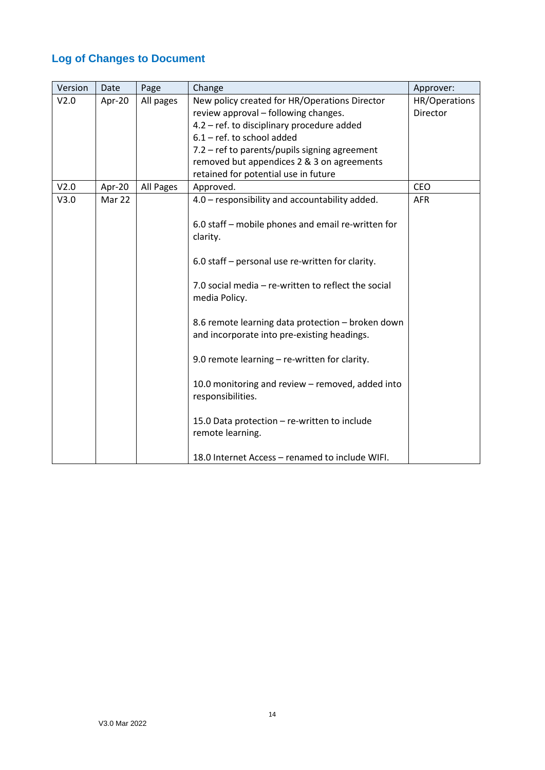## Log of Changes to Document

| Version | Date | Page | Change | Approver: |
|---|---|---|---|---|
| V2.0 | Apr-20 | All pages | New policy created for HR/Operations Director review approval – following changes.<br>4.2 – ref. to disciplinary procedure added<br>6.1 – ref. to school added<br>7.2 – ref to parents/pupils signing agreement removed but appendices 2 & 3 on agreements retained for potential use in future | HR/Operations Director |
| V2.0 | Apr-20 | All Pages | Approved. | CEO |
| V3.0 | Mar 22 | | 4.0 – responsibility and accountability added.<br><br>6.0 staff – mobile phones and email re-written for clarity.<br><br>6.0 staff – personal use re-written for clarity.<br><br>7.0 social media – re-written to reflect the social media Policy.<br><br>8.6 remote learning data protection – broken down and incorporate into pre-existing headings.<br><br>9.0 remote learning – re-written for clarity.<br><br>10.0 monitoring and review – removed, added into responsibilities.<br><br>15.0 Data protection – re-written to include remote learning.<br><br>18.0 Internet Access – renamed to include WIFI. | AFR |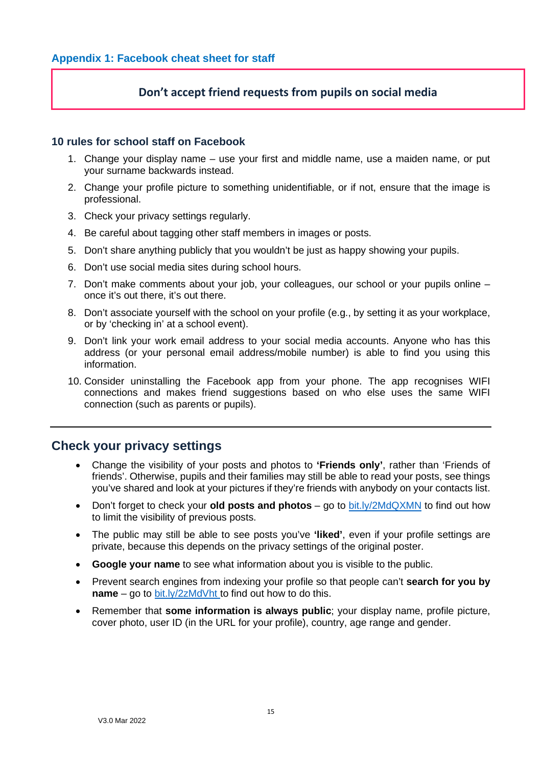## Appendix 1: Facebook cheat sheet for staff

**Don't accept friend requests from pupils on social media**

### 10 rules for school staff on Facebook

1. Change your display name – use your first and middle name, use a maiden name, or put your surname backwards instead.
2. Change your profile picture to something unidentifiable, or if not, ensure that the image is professional.
3. Check your privacy settings regularly.
4. Be careful about tagging other staff members in images or posts.
5. Don't share anything publicly that you wouldn't be just as happy showing your pupils.
6. Don't use social media sites during school hours.
7. Don't make comments about your job, your colleagues, our school or your pupils online – once it's out there, it's out there.
8. Don't associate yourself with the school on your profile (e.g., by setting it as your workplace, or by 'checking in' at a school event).
9. Don't link your work email address to your social media accounts. Anyone who has this address (or your personal email address/mobile number) is able to find you using this information.
10. Consider uninstalling the Facebook app from your phone. The app recognises WIFI connections and makes friend suggestions based on who else uses the same WIFI connection (such as parents or pupils).

---

## Check your privacy settings

- Change the visibility of your posts and photos to **'Friends only'**, rather than 'Friends of friends'. Otherwise, pupils and their families may still be able to read your posts, see things you've shared and look at your pictures if they're friends with anybody on your contacts list.
- Don't forget to check your **old posts and photos** – go to bit.ly/2MdQXMN to find out how to limit the visibility of previous posts.
- The public may still be able to see posts you've **'liked'**, even if your profile settings are private, because this depends on the privacy settings of the original poster.
- **Google your name** to see what information about you is visible to the public.
- Prevent search engines from indexing your profile so that people can't **search for you by name** – go to bit.ly/2zMdVht to find out how to do this.
- Remember that **some information is always public**; your display name, profile picture, cover photo, user ID (in the URL for your profile), country, age range and gender.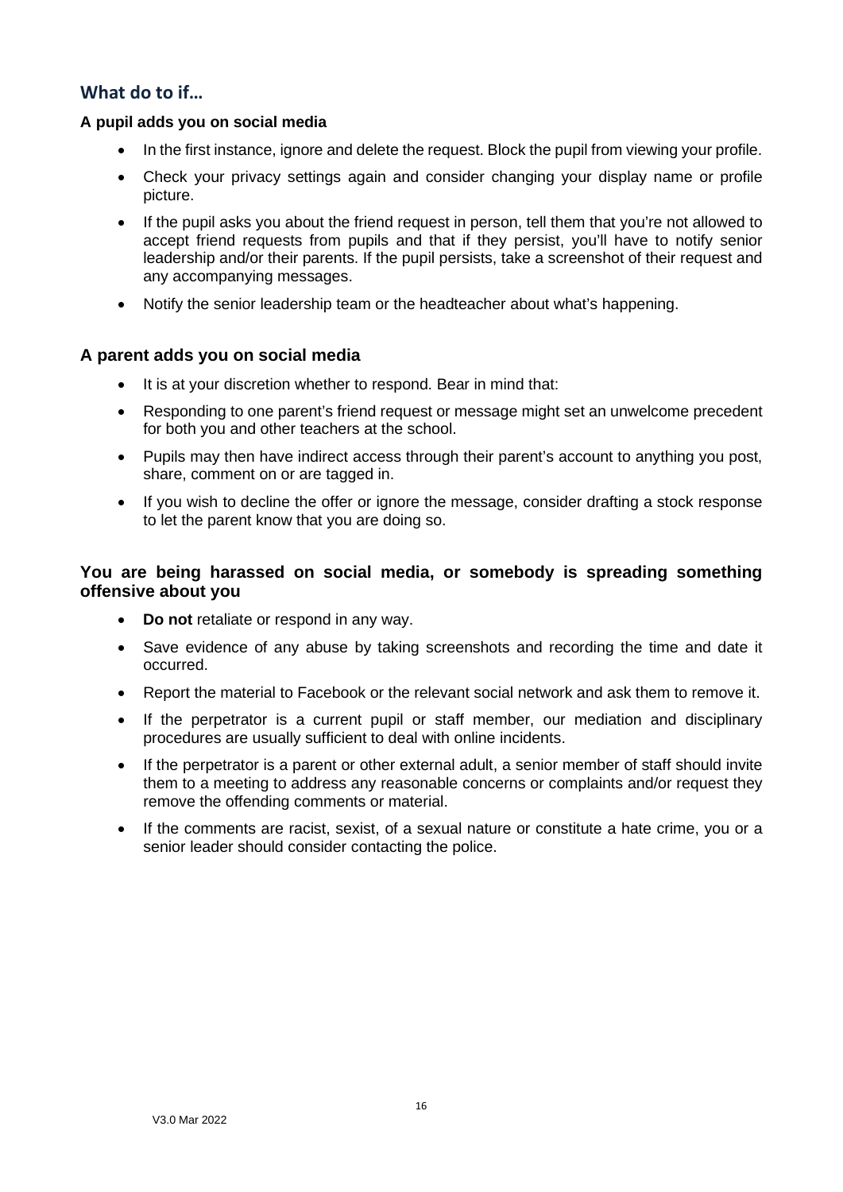## What do to if…

### A pupil adds you on social media

- In the first instance, ignore and delete the request. Block the pupil from viewing your profile.
- Check your privacy settings again and consider changing your display name or profile picture.
- If the pupil asks you about the friend request in person, tell them that you're not allowed to accept friend requests from pupils and that if they persist, you'll have to notify senior leadership and/or their parents. If the pupil persists, take a screenshot of their request and any accompanying messages.
- Notify the senior leadership team or the headteacher about what's happening.

### A parent adds you on social media

- It is at your discretion whether to respond. Bear in mind that:
- Responding to one parent's friend request or message might set an unwelcome precedent for both you and other teachers at the school.
- Pupils may then have indirect access through their parent's account to anything you post, share, comment on or are tagged in.
- If you wish to decline the offer or ignore the message, consider drafting a stock response to let the parent know that you are doing so.

### You are being harassed on social media, or somebody is spreading something offensive about you

- **Do not** retaliate or respond in any way.
- Save evidence of any abuse by taking screenshots and recording the time and date it occurred.
- Report the material to Facebook or the relevant social network and ask them to remove it.
- If the perpetrator is a current pupil or staff member, our mediation and disciplinary procedures are usually sufficient to deal with online incidents.
- If the perpetrator is a parent or other external adult, a senior member of staff should invite them to a meeting to address any reasonable concerns or complaints and/or request they remove the offending comments or material.
- If the comments are racist, sexist, of a sexual nature or constitute a hate crime, you or a senior leader should consider contacting the police.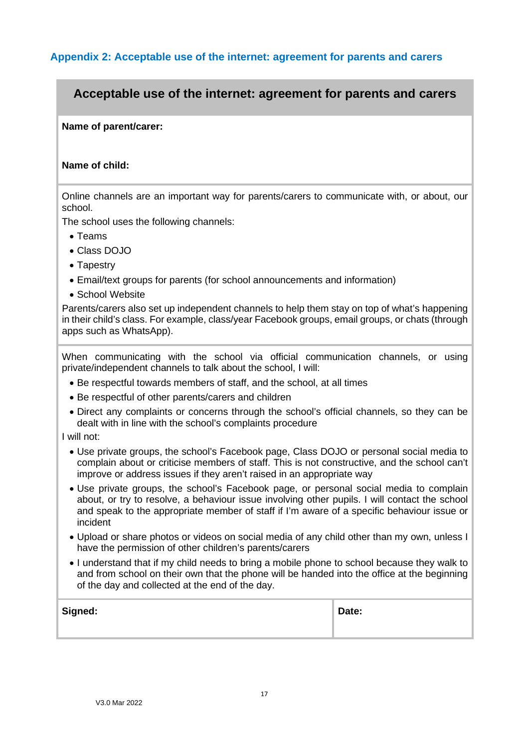## Appendix 2: Acceptable use of the internet: agreement for parents and carers

### Acceptable use of the internet: agreement for parents and carers

**Name of parent/carer:**

**Name of child:**

Online channels are an important way for parents/carers to communicate with, or about, our school.

The school uses the following channels:

- Teams
- Class DOJO
- Tapestry
- Email/text groups for parents (for school announcements and information)
- School Website

Parents/carers also set up independent channels to help them stay on top of what's happening in their child's class. For example, class/year Facebook groups, email groups, or chats (through apps such as WhatsApp).

When communicating with the school via official communication channels, or using private/independent channels to talk about the school, I will:

- Be respectful towards members of staff, and the school, at all times
- Be respectful of other parents/carers and children
- Direct any complaints or concerns through the school's official channels, so they can be dealt with in line with the school's complaints procedure

I will not:

- Use private groups, the school's Facebook page, Class DOJO or personal social media to complain about or criticise members of staff. This is not constructive, and the school can't improve or address issues if they aren't raised in an appropriate way
- Use private groups, the school's Facebook page, or personal social media to complain about, or try to resolve, a behaviour issue involving other pupils. I will contact the school and speak to the appropriate member of staff if I'm aware of a specific behaviour issue or incident
- Upload or share photos or videos on social media of any child other than my own, unless I have the permission of other children's parents/carers
- I understand that if my child needs to bring a mobile phone to school because they walk to and from school on their own that the phone will be handed into the office at the beginning of the day and collected at the end of the day.

| **Signed:** | **Date:** |
|---|---|
| | |

V3.0 Mar 2022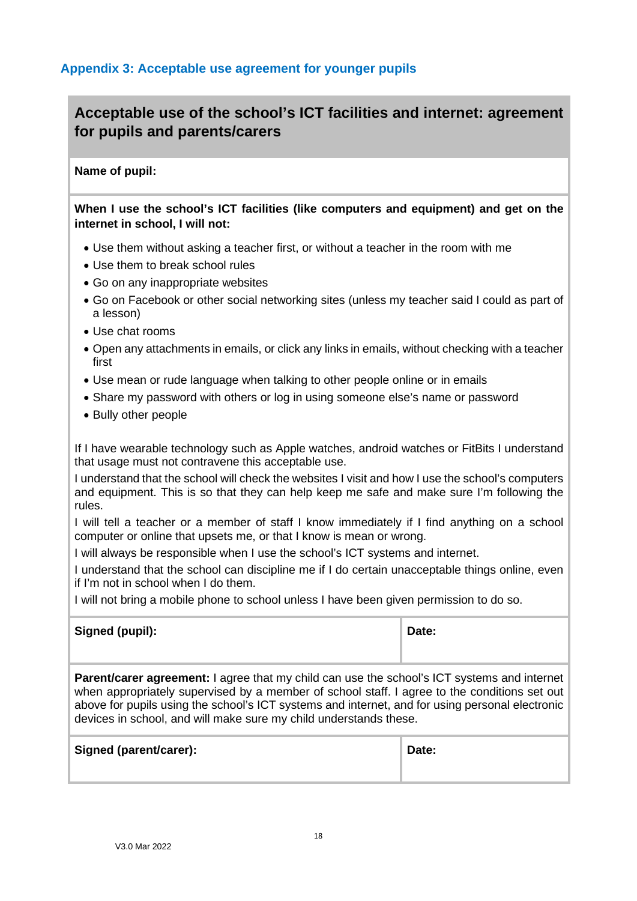### Appendix 3: Acceptable use agreement for younger pupils

## Acceptable use of the school's ICT facilities and internet: agreement for pupils and parents/carers

**Name of pupil:**

**When I use the school's ICT facilities (like computers and equipment) and get on the internet in school, I will not:**

- Use them without asking a teacher first, or without a teacher in the room with me
- Use them to break school rules
- Go on any inappropriate websites
- Go on Facebook or other social networking sites (unless my teacher said I could as part of a lesson)
- Use chat rooms
- Open any attachments in emails, or click any links in emails, without checking with a teacher first
- Use mean or rude language when talking to other people online or in emails
- Share my password with others or log in using someone else's name or password
- Bully other people

If I have wearable technology such as Apple watches, android watches or FitBits I understand that usage must not contravene this acceptable use.

I understand that the school will check the websites I visit and how I use the school's computers and equipment. This is so that they can help keep me safe and make sure I'm following the rules.

I will tell a teacher or a member of staff I know immediately if I find anything on a school computer or online that upsets me, or that I know is mean or wrong.

I will always be responsible when I use the school's ICT systems and internet.

I understand that the school can discipline me if I do certain unacceptable things online, even if I'm not in school when I do them.

I will not bring a mobile phone to school unless I have been given permission to do so.

| **Signed (pupil):** | **Date:** |
| --- | --- |

**Parent/carer agreement:** I agree that my child can use the school's ICT systems and internet when appropriately supervised by a member of school staff. I agree to the conditions set out above for pupils using the school's ICT systems and internet, and for using personal electronic devices in school, and will make sure my child understands these.

| **Signed (parent/carer):** | **Date:** |
| --- | --- |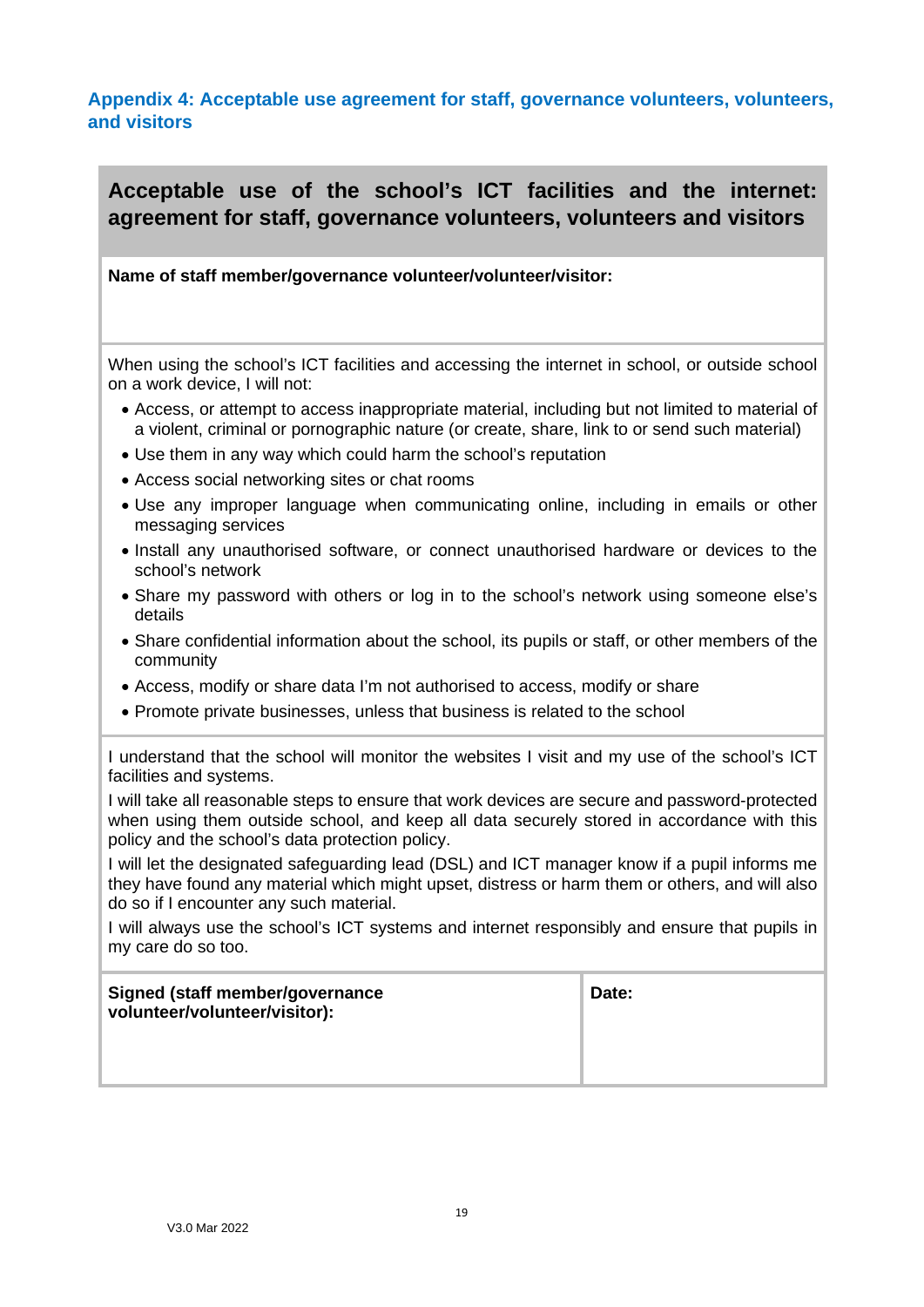### Appendix 4: Acceptable use agreement for staff, governance volunteers, volunteers, and visitors

## Acceptable use of the school's ICT facilities and the internet: agreement for staff, governance volunteers, volunteers and visitors

**Name of staff member/governance volunteer/volunteer/visitor:**

When using the school's ICT facilities and accessing the internet in school, or outside school on a work device, I will not:

- Access, or attempt to access inappropriate material, including but not limited to material of a violent, criminal or pornographic nature (or create, share, link to or send such material)
- Use them in any way which could harm the school's reputation
- Access social networking sites or chat rooms
- Use any improper language when communicating online, including in emails or other messaging services
- Install any unauthorised software, or connect unauthorised hardware or devices to the school's network
- Share my password with others or log in to the school's network using someone else's details
- Share confidential information about the school, its pupils or staff, or other members of the community
- Access, modify or share data I'm not authorised to access, modify or share
- Promote private businesses, unless that business is related to the school

I understand that the school will monitor the websites I visit and my use of the school's ICT facilities and systems.

I will take all reasonable steps to ensure that work devices are secure and password-protected when using them outside school, and keep all data securely stored in accordance with this policy and the school's data protection policy.

I will let the designated safeguarding lead (DSL) and ICT manager know if a pupil informs me they have found any material which might upset, distress or harm them or others, and will also do so if I encounter any such material.

I will always use the school's ICT systems and internet responsibly and ensure that pupils in my care do so too.

| | |
|---|---|
| **Signed (staff member/governance volunteer/volunteer/visitor):** | **Date:** |

V3.0 Mar 2022